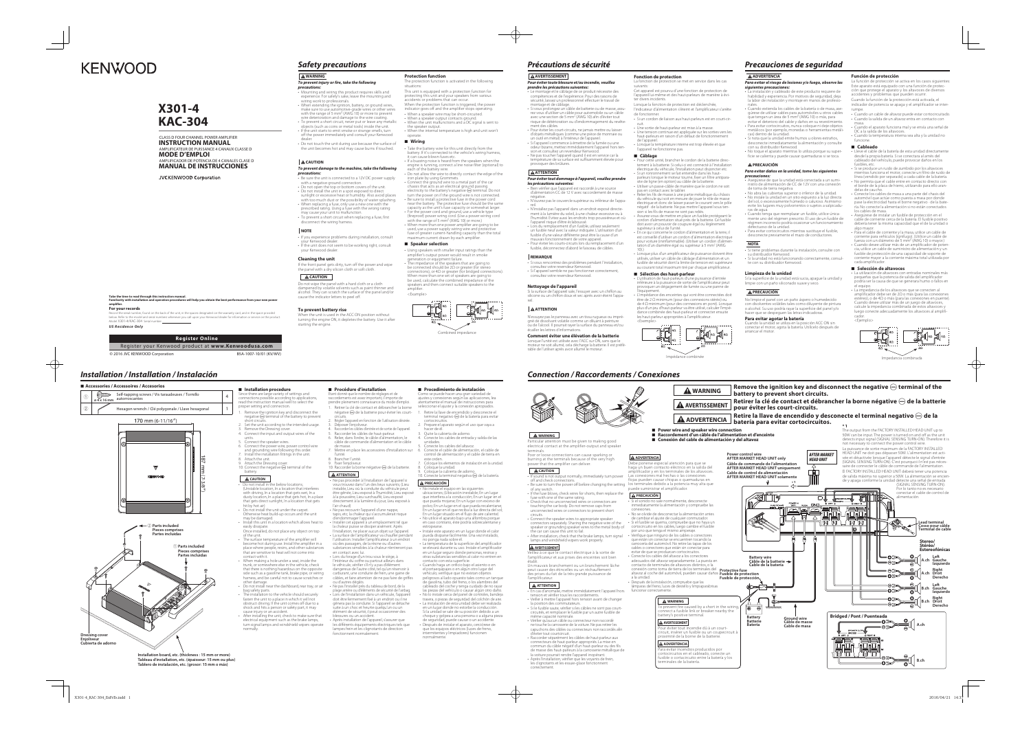# KENWOOD

# X301-4
# KAC-304

CLASS D FOUR CHANNEL POWER AMPLIFIER
**INSTRUCTION MANUAL**
AMPLIFICATEUR DE PUISSANCE 4 CANAUX CLASSE D
**MODE D'EMPLOI**
AMPLIFICADOR DE POTENCIA DE 4 CANALES CLASE D
**MANUAL DE INSTRUCCIONES**

JVCKENWOOD Corporation

**Take the time to read through this instruction manual.**
**Familiarity with installation and operation procedures will help you obtain the best performance from your new power amplifier.**

**For your records**
Record the serial number, found on the back of the unit, in the spaces designated on the warranty card, and in the space provided below. Refer to the model and serial numbers whenever you call upon your Kenwood dealer for information or service on the product.
Model X301-4/KAC-304 Serial number

*US Residence Only*

**Register Online**
Register your Kenwood product at **www.Kenwoodusa.com**

© 2016 JVC KENWOOD Corporation B5A-1007-10/01 (KV/WV)

## Safety precautions

### ⚠ WARNING

***To prevent injury or fire, take the following precautions:***

- Mounting and wiring this product requires skills and experience. For safety's sake, leave the mounting and wiring work to professionals.
- When extending the ignition, battery, or ground wires, make sure to use automotive-grade wires or other wires with the range of 5 mm² (AWG 10) or more to prevent wire deterioration and damage to the wire coating.
- To prevent a short circuit, never put or leave any metallic objects (such as coins or metal tools) inside the unit.
- If the unit starts to emit smoke or strange smells, turn off the power immediately and consult your Kenwood dealer.
- Do not touch the unit during use because the surface of the unit becomes hot and may cause burns if touched.

### ⚠ CAUTION

***To prevent damage to the machine, take the following precautions:***

- Be sure the unit is connected to a 12V DC power supply with a negative ground connection.
- Do not open the top or bottom covers of the unit.
- Do not install the unit in a spot exposed to direct sunlight or excessive heat or humidity. Also avoid places with too much dust or the possibility of water splashing.
- When replacing a fuse, only use a new one with the prescribed rating. Using a fuse with the wrong rating may cause your unit to malfunction.
- To prevent a short circuit when replacing a fuse, first disconnect the wiring harness.

### NOTE

- If you experience problems during installation, consult your Kenwood dealer.
- If the unit does not seem to be working right, consult your Kenwood dealer.

### Cleaning the unit

If the front panel gets dirty, turn off the power and wipe the panel with a dry silicon cloth or soft cloth.

### ⚠ CAUTION

Do not wipe the panel with a hard cloth or a cloth dampened by volatile solvents such as paint thinner and alcohol. They can scratch the surface of the panel and/or cause the indicator letters to peel off.

### To prevent battery rise

When the unit is used in the ACC ON position without turning the engine ON, it depletes the battery. Use it after starting the engine.

### Protection function

The protection function is activated in the following situations:

This unit is equipped with a protection function for protecting this unit and your speakers from various accidents or problems that can occur.
When the protection function is triggered, the power indicator goes off and the amplifier stops operating.
- When a speaker wire may be short-circuited.
- When a speaker output contacts ground.
- When the unit malfunctions and a DC signal is sent to the speaker output.
- When the internal temperature is high and unit won't operate.

### ■ Wiring

- Take the battery wire for this unit directly from the battery. If it's connected to the vehicle's wiring harness, it can cause blown fuses etc.
- If a buzzing noise is heard from the speakers when the engine is running, connect a line noise filter (optional) to each of the battery wire.
- Do not allow the wire to directly contact the edge of the iron plate by using Grommets.
- Connect the ground wire to a metal part of the car chassis that acts as an electrical ground passing electricity to the battery's negative ⊖ terminal. Do not turn the power on if the ground wire is not connected.
- Be sure to install a protective fuse in the power cord near the battery. The protective fuse should be the same capacity as the unit's fuse capacity or somewhat larger.
- For the power cord and ground, use a wiring-type (fireproof) power wiring cord. Use a power wiring cord with the range of 5 mm² (AWG 10) or more.
- When more than one power amplifier are going to be used, use a power supply wiring wire and protective fuse of greater current-handling capacity than the total maximum current drawn by each amplifier.

### ■ Speaker selection

- Using speakers with smaller input ratings than the amplifier's output power would result in smoke generation or equipment failure.
- The impedance of the speakers that are going to be connected should be 2Ω or greater (for stereo connections), or 4Ω or greater (for bridged connections). When more than one set of speakers are going to be used, calculate the combined impedance of the speakers and then connect suitable speakers to the amplifier.
<Example>

Combined impedance

## Précautions de sécurité

### ⚠ AVERTISSEMENT

***Pour éviter toute blessure et/ou incendie, veuillez prendre les précautions suivantes:***

- Le montage et le câblage de ce produit nécessite des compétences et de l'expérience. Pour des raisons de sécurité, laissez un professionnel effectuer le travail de montage et de câblage.
- Si vous prolongez un câble de batterie ou de masse, assurez-vous d'utiliser un câble pour automobile ou un câble avec une section de 5 mm² (AWG 10) afin d'éviter tout risque de détérioration ou d'endommagement du revêtement des câbles.
- Pour éviter les courts-circuits, ne jamais mettre ou laisser d'objets métalliques (comme une pièce de monnaie ou un outil en métal) à l'intérieur de l'appareil.
- Si l'appareil commence à émettre de la fumée ou une odeur bizarre, mettez immédiatement l'appareil hors tension et consultez un revendeur Kenwood.
- Ne pas toucher l'appareil quand il est en service car la température de sa surface est suffisamment élevée pour provoquer des brûlures.

### ⚠ ATTENTION

***Pour éviter tout dommage à l'appareil, veuillez prendre les précautions suivantes:***

- Bien vérifier que l'appareil est raccordé à une source d'alimentation CC de 12 V avec raccordement de masse négative.
- N'ouvrez pas le couvercle supérieur ou inférieur de l'appareil.
- N'installez pas l'appareil dans un endroit exposé directement à la lumière du soleil, à une chaleur excessive ou à l'humidité. Évitez aussi les endroits trop poussiéreux et où l'appareil risque d'être éclaboussé.
- Lors du remplacement d'un fusible, utilisez seulement un fusible neuf avec la valeur indiquée. L'utilisation d'un fusible d'une valeur différente peut être la cause d'un mauvais fonctionnement de votre appareil.
- Pour éviter les courts-circuits lors du remplacement d'un fusible, déconnectez d'abord le faisceau de câbles.

### REMARQUE

- Si vous rencontrez des problèmes pendant l'installation, consultez votre revendeur Kenwood.
- Si l'appareil semble ne pas fonctionner correctement, consultez votre revendeur Kenwood.

### Nettoyage de l'appareil

Si la surface de l'appareil sale, l'essuyer avec un chiffon au silicone ou un chiffon doux et sec après avoir éteint l'appareil.

### ⚠ ATTENTION

Nessuyez pas le panneau avec un tissu rugueux ou imprégné de dissolvant volatile comme un diluant à peinture ou de l'alcool. Il pourrait rayer la surface du panneau et/ou écailler les lettres d'informations.

### Comment éviter une élévation de la batterie

Lorsque l'unité est utilisée avec l'ACC sur ON, sans que le moteur ne soit allumé, cela décharge la batterie. Il est préférable de l'utiliser après avoir allumé le moteur.

### Fonction de protection

La fonction de protection se met en service dans les cas suivants:

Cet appareil est pourvu d'une fonction de protection de l'appareil ou de vos haut-parleurs de manière à éviter divers incidents.
Lorsque la fonction de protection est déclenchée, l'indicateur d'alimentation s'éteint et l'amplificateur s'arrête de fonctionner.
- Si un cordon de liaison aux haut-parleurs est en court-circuit.
- Une sortie de haut-parleur est mise à la masse.
- Une tension continue est appliquée sur les sorties vers les haut-parleurs en raison d'un défaut de fonctionnement de l'appareil.
- Lorsque la température interne est trop élevée et que l'appareil ne fonctionne pas.

### ■ Câblage

- Pour cette unité, brancher le cordon de la batterie directement à la batterie. Si celui-ci est connecté à l'installation électrique du véhicule, l'installation peut disjoncter etc.
- Si un ronronnement se fait entendre dans les haut-parleurs lorsque le moteur tourne, fixer un filtre antiparasite de ligne (en option) au câble de la batterie.
- Utiliser un passe-câble de manière que le cordon ne soit pas en contact avec le tablier.
- Relier les fils de masse à une partie métallique du châssis du véhicule qui joue le rôle de masse électrique et donc de laisser passer le courant vers le pôle négatif ⊖ de la batterie. Ne pas mettre l'appareil sous tension si les fils de masse ne sont pas reliés.
- Assurez-vous de mettre en place un fusible protégeant le cordon d'alimentation situé près de la batterie. Ce fusible doit avoir un pouvoir de coupure égal ou légèrement supérieur à celui de l'unité.
- En ce qui concerne le cordon d'alimentation et la terre, il est conseillé d'utiliser un cordon d'alimentation électrique pour voiture (ininflammable). Utiliser un cordon d'alimentation d'un diamètre égal ou supérieur à 5 mm² (AWG 10).
- Lorsque plus d'un amplificateur de puissance doivent être utilisés, utiliser un câble de câblage d'alimentation et un fusible de sécurité dont la limite de tension est supérieure au courant total maximum tiré par chaque amplificateur.

### ■ Sélection des haut-parleur

- L'utilisation de haut-parleurs d'une puissance d'entrée inférieure à la puissance de sortie de l'amplificateur peut provoquer un dégagement de fumée ou une panne de l'équipement.
- L'impédance des enceintes qui vont être connectées doit être de 2 Ω minimum (pour des connexions stéréo) ou de 4 Ω minimum (pour des connexions en pont). Lorsque plus d'un jeu d'haut-parleur va être utilisé, calculer l'impédance combinée des haut-parleur et connecter ensuite les haut-parleur appropriés à l'amplificateur.
<Exemple>

Impédance combinée

## Precauciones de seguridad

### ⚠ ADVERTENCIA

***Para evitar el riesgo de lesiones y/o fuego, observe las siguientes precauciones:***

- La instalación y cableado de este producto requiere de habilidad y experiencia. Por motivos de seguridad, deje la labor de instalación y montaje en manos de profesionales.
- Cuando extienda los cables de la batería o de masa, asegúrese de utilizar cables para automóviles u otros cables que tengan un área de 5 mm² (AWG 10) o más para evitar el deterioro del cable y daños en su revestimiento.
- Para evitar cortocircuitos, nunca coloque ni deje objetos metálicos (por ejemplo, monedas o herramientas metálicas) dentro de la unidad.
- Si nota que la unidad emite humos u olores extraños, desconecte inmediatamente la alimentación y consulte con su distribuidor Kenwood.
- No toque el aparato mientras lo utiliza porque su superficie se calienta y puede causar quemaduras si se toca.

### ⚠ PRECAUCIÓN

***Para evitar daños en la unidad, tome las siguientes precauciones:***

- Asegúrese de que la unidad está conectada a un suministro de alimentación de CC de 12V con una conexión de toma de tierra negativa.
- No abra las cubiertas superior o inferior de la unidad.
- No instale la unidad en un sitio expuesto a la luz directa del sol, o excesivamente húmedo o caluroso. Asimismo evite los lugares muy polvorientos o sujetos a salpicaduras de agua.
- Cuando tenga que reemplazar un fusible, utilice únicamente uno del régimen prescrito. El uso de un fusible de régimen incorrecto podría ocasionar un funcionamiento defectuoso de la unidad.
- Para evitar cortocircuitos mientras sustituye el fusible, desconecte previamente el mazo de conductores.

### NOTA

- Si tiene problemas durante la instalación, consulte con su distribuidor Kenwood.
- Si la unidad no está funcionando correctamente, consulte con su distribuidor Kenwood.

### Limpieza de la unidad

Si la superficie de la unidad está sucia, apague la unidad y limpie con un paño siliconado suave y seco.

### ⚠ PRECAUCIÓN

No limpie el panel con un paño áspero o humedecido con disolventes volátiles tales como diluyente de pintura o alcohol. Su uso podría rayar la superficie del panel y/o hacer que se desprenden las letras indicadoras.

### Para evitar agotar la batería

Cuando la unidad se utiliza en la posición ACC ON sin conectar el motor, agota la batería. Utilícelo después de arrancar el motor.

### Función de protección

La función de protección se activa en los casos siguientes:
Este aparato está equipado con una función de protección que protege el aparato y los altavoces de diversos accidentes y problemas que pueden ocurrir.
Cuando la función de la protección está activada, el indicador de potencia se apaga y el amplificador se interrumpe.
- Cuando un cable de altavoz puede estar cortocircuitado.
- Cuando la salida de un altavoz entra en contacto con masa.
- Cuando el aparato funciona mal y se envía una señal de DC a la salida de los altavoces.
- Cuando la temperatura interna sea alta y la unidad no funcione.

### ■ Cableado

- Lleve el cable de la batería de esta unidad directamente desde la propia batería. Si se conecta al arnés del cableado del vehículo, puede producir daños en los fusibles, etc.
- Si se produce un ruido de zumbido por los altavoces mientras funciona el motor, conecte un filtro de ruido de línea (vendido por separado) a cada cable de la batería.
- No permita que el cable entre en contacto directo con el borde de la placa de hierro, utilizando para ello arandelas de caucho.
- Conecte los cables de masa a una parte del chasis del automóvil que actúe como una masa por donde pase la electricidad hacia el borne negativo ⊖ de la batería. No conecte la alimentación si no están conectados los cables de masa.
- Asegúrese de instalar un fusible de protección en el cable de corriente cerca de la batería. El fusible protector deberá tener la misma capacidad que el de la unidad o algo mayor.
- Para el cable de corriente y la masa, utilice un cable de corriente para vehículos (ignífugo). Utilice un cable de fuerza con un diámetro de 5 mm² (AWG 10) o mayor.
- Cuando deban utilizar más de un amplificador de potencia, utilice un cable de suministro de alimentación y un fusible de protección de una capacidad de soporte de corriente mayor a la corriente máxima total utilizada por cada amplificador.

### ■ Selección de altavoces

- La utilización de altavoces con entradas nominales más pequeñas que la potencia de salida del amplificador podría ser la causa de que se generara humo o fallos en el equipo.
- La impedancia de los altavoces que se conecten al amplificador deben ser de 2Ω o más (para las conexiones estéreo), o de 4Ω o más (para las conexiones en puente). Cuando deban utilizar más de un juego de altavoces, calcule la impedancia combinada de estos altavoces y luego conecte adecuadamente los altavoces al amplificador.
<Ejemplo>

Impedancia combinada

## Installation / Installation / Instalación

### ■ Accessories / Accessoires / Accesorios

| | | | |
|---|---|---|---|
| ① | ø 4 x 16 mm | Self-tapping screws / Vis taraudeuses / Tornillo autorroscantes | 4 |
| ② | | Hexagon wrench / Clé polygonale / Llave hexagonal | 1 |

170 mm (6-11/16")

187 mm (7-3/8")

② Parts included / Pièces comprises / Partes incluidas

① Parts included / Pièces comprises / Partes incluidas

Dressing cover / Enjoliveur / Cubierta de adorno

Installation board, etc. (thickness : 15 mm or more)
Tableau d'installation, etc. (épaisseur: 15 mm ou plus)
Tablero de instalación, etc. (grosor: 15 mm o más)

### ■ Installation procedure

Since there are large variety of settings and connections possible according to applications, read the instruction manual well to select the proper setting and connection.

1. Remove the ignition key and disconnect the negative ⊖ terminal of the battery to prevent short circuits.
2. Set the unit according to the intended usage.
3. Remove the Dressing cover.
4. Connect the input and output wires of the units.
5. Connect the speaker wires.
6. Connect the power wire, power control wire and grounding wire following this order.
7. Install the installation fittings in the unit.
8. Attach the unit.
9. Attach the Dressing cover.
10. Connect the negative ⊖ terminal of the battery.

### ⚠ CAUTION

- Do not install in the below locations; (Unstable location, In a location that interferes with driving, In a location that gets wet, In a dusty location, In a place that gets hot, In a place that gets direct sunlight, In a location that gets hot by hot air)
- Do not install the unit under the carpet. Otherwise heat build-up occurs and the unit may be damaged.
- Install this unit in a location which allows heat to easily dissipate. Once installed, do not place any object on top of the unit.
- The surface temperature of the amplifier will become hot during use. Install the amplifier in a place where people, resins, and other substances that are sensitive to heat will not come into contact with it.
- When making a hole under a seat, inside the trunk, or somewhere else in the vehicle, check that there is nothing hazardous on the opposite side such as a gasoline tank, brake pipe, or wiring harness, and be careful not to cause scratches or other damage.
- Do not install near the dashboard, rear tray, or air bag safety parts.
- The installation to the vehicle should securely fasten the unit to a place in which it will not obstruct driving. If the unit comes off due to a shock and hits a person or safety part, it may cause injury or an accident.
- After installing the unit, check to make sure that the electrical equipment such as the brake lamps, turn signal lamps and windshield wipers operate normally.

### ■ Procédure d'installation

Étant donné que le nombre de réglages et de raccordements est assez important, il importe de prendre pleinement connaissance du mode d'emploi.

1. Retirer la clé de contact et débrancher la borne négative ⊖ de la batterie pour éviter les courts-circuits.
2. Régler l'appareil en fonction de l'utilisation désirée.
3. Déposer l'enjoliveur.
4. Raccorder les câbles d'entrée et de sortie de l'appareil.
5. Raccorder les câbles de haut-parleur.
6. Relier, dans l'ordre, le câble d'alimentation, le câble de commande d'alimentation et le câble de masse.
7. Mettre en place les accessoires d'installation sur l'unité.
8. Brancher l'unité.
9. Poser l'enjoliveur.
10. Raccorder la borne négative ⊖ de la batterie.

### ⚠ ATTENTION

- Ne pas procéder à l'installation de l'appareil si vous trouvez dans l'un des lieux suivants; (Lieu instable, Lieu où la conduite du véhicule peut être gênée, Lieu exposé à l'humidité, Lieu exposé à la poussière, Lieu surchauffé, Lieu exposé directement à la lumière du jour, Lieu exposé à l'air chaud)
- Ne pas recouvrir l'appareil d'une nappe, tapis, etc. Sa chaleur qui s'accumulerait risque d'endommager l'appareil.
- Installer cet appareil à un emplacement tel que la chaleur puisse se dissiper aisément. Après l'installation, ne placer aucun objet sur l'appareil.
- La surface de l'amplificateur va chauffer pendant l'utilisation. Installer l'amplificateur à un endroit où des passagers, de la résine ou d'autres substances sensibles à la chaleur n'entreront pas en contact avec lui.
- Lors du forage d'un trou sous le siège, à l'intérieur du coffre ou partout ailleurs dans le véhicule, vérifier s'il n'y a pas d'élément dangereux de l'autre côté, tel qu'un réservoir à carburant, une conduite de frein, une gaine de câbles, et faire attention de ne pas faire de griffes ou d'autres dégâts.
- Ne pas l'installer près du tableau de bord, de la plage arrière ou d'éléments de sécurité de l'airbag.
- Lors de l'installation dans un véhicule, l'appareil doit être fermement fixé à un endroit où il ne gênera pas la conduite. Si l'appareil se détache suite à un choc et heurte quelqu'un ou un élément de sécurité, il peut occasionner des blessures ou un accident.
- Après installation de l'appareil, s'assurer que les différents équipements électriques tels que lampes frein et les clignotants de direction fonctionnent normalement.

### ■ Procedimiento de instalación

Como se puede hacer una gran variedad de ajustes y conexiones según las aplicaciones, lea atentamente el manual de instrucciones para seleccionar el ajuste y la conexión apropiados.

1. Retire la llave de encendido y desconecte el terminal negativo ⊖ de la batería para evitar cortocircuitos.
2. Prepare el aparato según el uso que vaya a hacer de él.
3. Quite la cubierta de adorno.
4. Conecte los cables de entrada y salida de las unidades.
5. Conecte los cables del altavoz.
6. Conecte el cable de alimentación, el cable de control de alimentación y el cable de tierra en este orden.
7. Coloque los elementos de instalación en la unidad.
8. Coloque la unidad.
9. Coloque la cubierta de adorno.
10. Conecte la terminal negativa ⊖ de la batería.

### ⚠ PRECAUCIÓN

- No instale el equipo en las siguientes ubicaciones; (Ubicación inestable, En un lugar que interfiera a la conducción, En un lugar en el que pueda mojarse, En un lugar con exceso de polvo, En un lugar en el que pueda recalentarse, En un lugar en el que reciba la luz directa del sol, En un lugar situado en el flujo de aire caliente)
- No utilice el aparato bajo una alfombra porque en caso contrario, éste podría sobrecalentarse y estropearse.
- Instale este aparato en un lugar donde el calor pueda disiparse fácilmente. Una vez instalado, no ponga nada sobre él.
- La temperatura de la superficie del amplificador se elevará durante su uso. Instale el amplificador en un lugar seguro donde personas, resinas y otras substancias sensibles al calor no entren en contacto con esta superficie.
- Cuando haga un orificio bajo el asiento o en el portaequipajes o en algún otro lugar del vehículo, verifique que no existan objetos peligrosos al lado opuesto tales como un tanque de gasolina, tubo del freno, o los alambres del cableado del coche y tenga cuidado de no rayar las piezas del vehículo o causar algún otro daño.
- No lo instale cerca del panel de controles, bandeja trasera, o piezas de seguridad del colchón de aire.
- La instalación de esta unidad debe ser realizada en un lugar donde no estorbe la conducción. Si la unidad se sale de su posición debido a un choque y golpea a una persona o alguna pieza de seguridad, puede causar un accidente.
- Después de instalar el aparato, cerciórese de que los equipos eléctricos (luces de freno, intermitentes y limpiadores) funcionen normalmente.

## Connection / Raccordements / Conexiones

### ⚠ WARNING

Particular attention must be given to making good electrical contact at the amplifier output and speaker terminals.
Poor or loose connections can cause sparking or burning at the terminals because of the very high power that the amplifier can deliver.

### ⚠ CAUTION

- If sound is not output normally, immediately turn power off and check connections.
- Be sure to turn the power off before changing the setting of any switch.
- If the fuse blows, check wires for shorts, then replace the fuse with one of the same rating.
- Check that no unconnected wires or connectors are touching the car body. Do not remove caps from unconnected wires or connectors to prevent short circuits.
- Connect the speaker wires to appropriate speaker connectors separately. Sharing the negative wire of the speaker or grounding speaker wires to the metal body of the car can cause this unit to fail.
- After installation, check that the brake lamps, turn signal lamps and windshield wipers work properly.

### ⚠ AVERTISSEMENT

Veillez à ce que le contact électrique à la sortie de l'amplificateur et aux prises des enceintes soit bien établi.
Un mauvais branchement ou un branchement lâche peut causer des étincelles ou un réchauffement des prises du fait de la très grande puissance de l'amplificateur.

### ⚠ ATTENTION

- En cas d'anomalie, mettre immédiatement l'appareil hors tension et vérifier tous les raccordements.
- Veiller à mettre l'appareil hors tension avant de changer la position des commutateurs.
- Si le fusible saute, vérifier si les câbles ne sont pas court-circuités, et remplacer le fusible par un autre fusible de même capacité nominale.
- Vérifier qu'aucun câble ou connecteur non raccordé ne touche la carrosserie de la voiture. Ne pas retirer les capuchons des câbles ou connecteurs non raccordés afin d'éviter tout court-circuit.
- Raccorder séparément les câbles de haut-parleur aux connecteurs de haut-parleur appropriés. La mise en commun du câble négatif d'un haut-parleur ou des fils de masse des haut-parleurs à la carrosserie métallique de la voiture pourrait rendre l'appareil inopérant.
- Après l'installation, vérifier que les voyants de frein, les clignotants et les essuie-glace fonctionnent correctement.

### ⚠ ADVERTENCIA

Debe ponerse especial atención para que se haga un buen contacto eléctrico en la salida del amplificador y en los terminales de los altavoces. Las conexiones mal hechas o las conexiones flojas pueden causar chispas o quemaduras en los terminales debido a la potencia muy alta que puede suministrar el amplificador.

### ⚠ PRECAUCIÓN

- Si el sonido no sale normalmente, desconecte inmediatamente la alimentación y compruebe las conexiones.
- No se olvide de desconectar la alimentación antes de cambiar el ajuste de cualquier conmutador.
- Si el fusible se quema, compruebe que no haya un cortocircuito en los cables, luego cambie el fusible por uno que tenga el mismo amperaje.
- Verifique que ninguno de los cables o conectores que estén sin conectar se encuentren tocando la carrocería del automóvil. No retire las tapas de los cables o conectores que estén sin conectar para evitar de que se produzcan cortocircuitos.
- Conecte los cables del altavoz a los conectores adecuados del altavoz separadamente. La puesta en contacto de terminales de altavoces diferentes, o la conexión como toma de tierra de los terminales del altavoz al coche del automóvil, pueden causar daños a la unidad.
- Después de la instalación, compruebe que las lámparas del freno, luces de destello y limpiaparabrisas funcionan correctamente.

### ⚠ WARNING

To prevent fire caused by a short in the wiring circuits, a fuse link or breaker nearby the battery's positive terminal.

### ⚠ AVERTISSEMENT

Pour éviter tout incendie dû à un court-circuit, insérer un fusible ou un coupe-circuit à proximité de la borne de la batterie.

### ⚠ ADVERTENCIA

Para evitar incendios producidos por cortocircuitos en el cableado, conecte un fusible o cortacircuito entre la batería y los terminales de la batería.

**⚠ WARNING** **Remove the ignition key and disconnect the negative ⊖ terminal of the battery to prevent short circuits.**
**⚠ AVERTISSEMENT** **Retirer la clé de contact et débrancher la borne négative ⊖ de la batterie pour éviter les court-circuits.**
**⚠ ADVERTENCIA** **Retire la llave de encendido y desconecte el terminal negativo ⊖ de la batería para evitar cortocircuitos.**

- **Power wire and speaker wire connection**
- **Raccordement d'un câble de l'alimentation et d'enceinte**
- **Conexión del cable de alimentación y del altavoz**

**\*1**
The output from the FACTORY INSTALLED HEAD UNIT up to 50W can be input. The power is turned on and off as the unit detects input signal (SIGNAL SENSING TURN-ON). Therefore it is not necessary to connect the power control wire.

La puissance de sortie maximum de la FACTORY INSTALLED HEAD UNIT ne doit pas dépasser 50W. L'alimentation est activée et désactivée lorsque l'appareil détecte le signal d'entrée (SIGNAL SENSING TURN-ON). C'est pourquoi il n'est pas nécessaire de connecter le câble de commande de l'alimentation.

El FACTORY INSTALLED HEAD UNIT deberá tener una potencia de salida máxima no superior a 50W. La alimentación se enciende y apaga conforme la unidad detecta una señal de entrada (SIGNAL SENSING TURN-ON). Por lo tanto no es necesario conectar el cable de control de alimentación.

**Power control wire**
**AFTER MARKET HEAD UNIT only**
**Câble de commande de l'alimentation**
**AFTER MARKET HEAD UNIT uniquement**
**Cable de control de alimentación**
**AFTER MARKET HEAD UNIT solamente**

*AFTER MARKET HEAD UNIT*

**Battery wire**
**Câble de la batterie**
**Cable de la batería**

**Protective fuse**
**Fusible de protection**
**Fusible de protección**

**Battery**
**Batterie**
**Batería**

**Ground wire**
**Câble de masse**
**Cable de masa**

**Lead terminal**
**Cosse pour câble**
**Terminal de cable**

**Stereo/ Stéréo/ Estereofónicas**

A.ch: **Left / Gauche / Izquierdo**; **Right / Droit / Derecho**
B.ch: **Left / Gauche / Izquierdo**; **Right / Droit / Derecho**

**Bridged / Pont / Puenteada**
A.ch
B.ch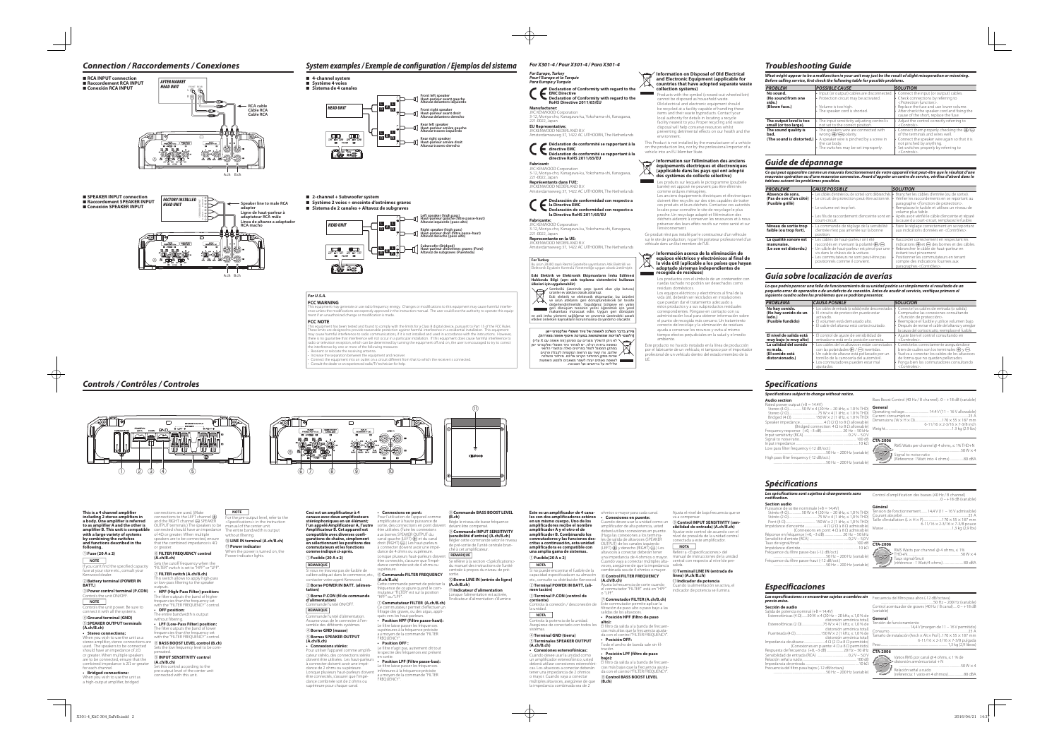# Connection / Raccordements / Conexiones

■ **RCA INPUT connection**
■ **Raccordement RCA INPUT**
■ **Conexión RCA INPUT**

AFTER MARKET HEAD UNIT

RCA cable
Câble RCA
Cable RCA

A.ch B.ch

■ **SPEAKER INPUT connection**
■ **Raccordement SPEAKER INPUT**
■ **Conexión SPEAKER INPUT**

FACTORY INSTALLED HEAD UNIT

Speaker line to male RCA adaptor
Ligne de haut-parleur à adaptateur RCA mâle
Línea de altavoz a adaptador RCA macho

A.ch B.ch

# System examples / Exemple de configuration / Ejemplos del sistema

■ **4-channel system**
■ **Système 4 voies**
■ **Sistema de 4 canales**

HEAD UNIT

Front left speaker
Haut-parleur avant gauche
Altavoz delantero izquierdo

Front right speaker
Haut-parleur avant droit
Altavoz delantero derecho

Rear left speaker
Haut-parleur arrière gauche
Altavoz trasero izquierdo

Rear right speaker
Haut-parleur arrière droit
Altavoz trasero derecho

■ **2-channel + Subwoofer system**
■ **Système 2 voies + enceinte d'extrêmes graves**
■ **Sistema de 2 canales + Altavoz de subgraves**

HEAD UNIT

Left speaker (high pass)
Haut-parleur gauche (filtre passe-haut)
Altavoz izquierdo (paso alto)

Right speaker (high pass)
Haut-parleur droit (filtre passe-haut)
Altavoz derecho (paso alto)

Subwoofer (Bridged)
Haut-parleur d'extrêmes graves (Pont)
Altavoz de subgraves (Puenteado)

## For U.S.A.

**FCC WARNING**

This equipment may generate or use radio frequency energy. Changes or modifications to this equipment may cause harmful interference unless the modifications are expressly approved in the instruction manual. The user could lose the authority to operate this equipment if an unauthorized change or modification is made.

**FCC NOTE**

This equipment has been tested and found to comply with the limits for a Class B digital device, pursuant to Part 15 of the FCC Rules. These limits are designed to provide reasonable protection against harmful interference in a residential installation. This equipment may cause harmful interference to radio communications, if it is not installed and used in accordance with the instructions. However, there is no guarantee that interference will not occur in a particular installation. If this equipment does cause harmful interference to radio or television reception, which can be determined by turning the equipment off and on, the user is encouraged to try to correct the interference by one or more of the following measures:

- Reorient or relocate the receiving antenna.
- Increase the separation between the equipment and receiver.
- Connect the equipment into an outlet on a circuit different from that to which the receiver is connected.
- Consult the dealer or an experienced radio/TV technician for help.

## For X301-4 / Pour X301-4 / Para X301-4

*For Europe, Turkey*
*Pour l'Europe et la Turquie*
*Para Europa y Turquía*

**Declaration of Conformity with regard to the EMC Directive**
**Declaration of Conformity with regard to the RoHS Directive 2011/65/EU**

**Manufacturer:**
JVC KENWOOD Corporation
3-12, Moriya-cho, Kanagawa-ku, Yokohama-shi, Kanagawa, 221-0022, Japan

**EU Representative:**
JVCKENWOOD NEDERLAND B.V.
Amsterdamseweg 37, 1422 AC UITHOORN, The Netherlands

**Déclaration de conformité se rapportant à la directive EMC**
**Déclaration de conformité se rapportant à la directive RoHS 2011/65/EU**

**Fabricant:**
JVC KENWOOD Corporation
3-12, Moriya-cho, Kanagawa-ku, Yokohama-shi, Kanagawa, 221-0022, Japon

**Représentants dans l'UE:**
JVCKENWOOD NEDERLAND B.V.
Amsterdamseweg 37, 1422 AC UITHOORN, The Netherlands

**Declaración de conformidad con respecto a la Directiva EMC**
**Declaración de conformidad con respecto a la Directiva RoHS 2011/65/EU**

**Fabricante:**
JVC KENWOOD Corporation
3-12, Moriya-cho, Kanagawa-ku, Yokohama-shi, Kanagawa, 221-0022, Japón

**Representante en la UE:**
JVCKENWOOD NEDERLAND B.V.
Amsterdamseweg 37, 1422 AC UITHOORN, The Netherlands

**For Turkey**

Bu ürün 28300 sayılı Resmi Gazete'de yayımlanan Atık Elektrikli ve Elektronik Eşyaların Kontrolü Yönetmeliğe uygun olarak üretilmiştir.

**Eski Elektrik ve Elektronik Ekipmanların İmha Edilmesi Hakkında Bilgi (ayrı atık toplama sistemlerini kullanan ülkeler için uygulanabilir)**

Sembollü (üzerinde çarpı işareti olan çöp kutusu) ürünler ev atıkları olarak atılamaz.
Eski elektrik ve elektronik ekipmanlar, bu ürünleri ve ürün atıklarını geri dönüştürebilecek bir tesiste değerlendirilmelidir. Yaşadığınız bölgeye en yakın geri dönüşüm tesisinin yerini öğrenmek için yerel makamlara müracaat edin. Uygun geri dönüşüm ve atık imha sistemi, sağlığımız ve çevremiz üzerindeki zararlı etkileri önlerken kaynakların korunmasına da yardımcı olacaktır.

**Information on Disposal of Old Electrical and Electronic Equipment (applicable for countries that have adopted separate waste collection systems)**

Products with the symbol (crossed-out wheeled bin) cannot be disposed as household waste.
Old electrical and electronic equipment should be recycled at a facility capable of handling these items and their waste byproducts. Contact your local authority for details in locating a recycle facility nearest to you. Proper recycling and waste disposal will help conserve resources whilst preventing detrimental effects on our health and the environment.

This Product is not installed by the manufacturer of a vehicle on the production line, nor by the professional importer of a vehicle into an EU Member State.

**Information sur l'élimination des anciens équipements électriques et électroniques (applicable dans les pays qui ont adopté des systèmes de collecte sélective)**

Les produits sur lesquels le pictogramme (poubelle barrée) est apposé ne peuvent pas être éliminés comme ordures ménagères.
Les anciens équipements électriques et électroniques doivent être recyclés sur des sites capables de traiter ces produits et leurs déchets. Contactez vos autorités locales pour connaître le site de recyclage le plus proche. Un recyclage adapté et l'élimination des déchets aideront à conserver les ressources et à nous préserver des leurs effets nocifs sur notre santé et sur l'environnement.

Ce produit n'est pas installé par le constructeur d'un véhicule sur le site de production, ni par l'importateur professionnel d'un véhicule dans un État membre de l'UE.

**Información acerca de la eliminación de equipos eléctricos y electrónicos al final de la vida útil (aplicable a los países que hayan adoptado sistemas independientes de recogida de residuos)**

Los productos con el símbolo de un contenedor con ruedas tachado no podrán ser desechados como residuos domésticos.
Los equipos eléctricos y electrónicos al final de la vida útil, deberán ser reciclados en instalaciones que puedan dar el tratamiento adecuado a estos productos y a sus subproductos residuales correspondientes. Póngase en contacto con su administración local para obtener información sobre el punto de recogida más cercano. Un tratamiento correcto del reciclaje y la eliminación de residuos ayuda a conservar los recursos y evita al mismo tiempo efectos perjudiciales en la salud y el medio ambiente.

Este producto no ha sido instalado en la línea de producción por el fabricante de un vehículo, ni tampoco por el importador profesional de un vehículo dentro del estado miembro de la UE.

# Troubleshooting Guide

*What might appear to be a malfunction in your unit may just be the result of slight misoperation or miswiring. Before calling service, first check the following table for possible problems.*

| PROBLEM | POSSIBLE CAUSE | SOLUTION |
|---|---|---|
| **No sound. (No sound from one side.) (Blown fuse.)** | • Input (or output) cables are disconnected.<br>• Protection circuit may be activated.<br>• Volume is too high.<br>• The speaker cord is shorted. | • Connect the input (or output) cables.<br>• Check connections by referring to <Protection function>.<br>• Replace the fuse and use lower volume.<br>• After check the speaker cord and fixing the cause of the short, replace the fuse. |
| **The output level is too small (or too large).** | • The input sensitivity adjusting control is not set to the correct position. | • Adjust the control correctly referring to <Controls>. |
| **The sound quality is bad. (The sound is distorted.)** | • The speakers were are connected with wrong ⊕ ⊖ polarity.<br>• A speaker wire is pinched by a screw in the car body.<br>• The switches may be set improperly. | • Connect them properly checking the ⊕ ⊖ of the terminals and wires well.<br>• Connect the speaker wire again so that it is not pinched by anything.<br>• Set switches properly by referring to <Controls>. |

# Guide de dépannage

*Ce qui peut apparaître comme un mauvais fonctionnement de votre appareil n'est peut-être que le résultat d'une mauvaise opération ou d'une mauvaise connexion. Avant d'appeler un centre de service, vérifiez d'abord dans le tableau suivant les problèmes possibles.*

| PROBLÈME | CAUSE POSSIBLE | SOLUTION |
|---|---|---|
| **Absence de sons. (Pas de son d'un côté) (Fusible grillé)** | • Les câbles d'entrée (ou de sortie) sont débranchés.<br>• Le circuit de protection peut être activé.<br>• Le volume est trop fort.<br>• Le fils de raccordement d'enceinte sont en court-circuit. | • Brancher les câbles d'entrée (ou de sortie).<br>• Vérifier les raccordements en se reportant au paragraphe <Fonction de protection>.<br>• Remplacer le fusible et utiliser un niveau de volume plus faible.<br>• Après avoir vérifié le câble d'enceinte et réparé la cause du court-circuit, remplacer le fusible. |
| **Niveau de sortie trop faible (ou trop fort).** | • La commande de réglage de la sensibilité d'entrée n'est pas amenée sur la bonne position. | • Faire le réglage correctement en se reportant aux indications données en <Contrôles>. |
| **La qualité sonore est mauvaise. (Le son est distordu.)** | • Les câbles de haut-parleur ont été raccordés en inversant la polarité ⊕ ⊖.<br>• Un câble de haut-parleur est pincé par une vis dans le châssis de la voiture.<br>• Les commutateurs ne sont peut-être pas positionnés comme il convient. | • Raccorder correctement en respectant les indications ⊕ ⊖ des bornes et des câbles.<br>• Rebrancher le câble de haut-parleur en évitant tout pincement.<br>• Positionner les commutateurs en tenant compte des indications fournies aux paragraphes <Contrôles>. |

# Guía sobre localización de averías

*Lo que podría parecer una falla de funcionamiento de su unidad podría ser simplemente el resultado de un pequeño error de operación o de un defecto de conexión. Antes de acudir al servicio, verifique primero el siguiente cuadro sobre los problemas que se podrían presentar.*

| PROBLEMA | CAUSA POSIBLE | SOLUCIÓN |
|---|---|---|
| **No hay sonido. (No hay sonido de un lado.) (Fusible fundido)** | • Los cables de entrada (o salida) están desconectados.<br>• El circuito de protección puede estar activado.<br>• El volumen está demasiado alto.<br>• El cable del altavoz está cortocircuitado. | • Conecte los cables de entrada (o salida).<br>• Compruebe las conexiones consultando <Función de protección>.<br>• Reemplace el fusible y utilice volumen bajo.<br>• Después de revisar el cable del altavoz y arreglar la causa del cortocircuito, reemplace el fusible. |
| **El nivel de salida está muy bajo (o muy alto)** | • El control de ajuste de sensibilidad de entrada no está en la posición correcta. | • Ajuste bien el control consultando en <Controles>. |
| **La calidad del sonido es mala. (El sonido está distorsionado.)** | • Los cables de los altavoces están conectados con las polaridades ⊕ / ⊖ invertidas.<br>• Un cable de altavoz está pellizcado por un tornillo de la carrocería del automóvil.<br>• Los conmutadores pueden estar mal ajustados. | • Conéctelos correctamente asegurándose bien de cuáles son los terminales ⊕ y ⊖.<br>• Vuelva a conectar los cables de los altavoces de forma que no queden pellizcados.<br>• Ponga bien los conmutadores consultando <Controles>. |

# Controls / Contrôles / Controles

This is a 4 channel amplifier including 2 stereo amplifiers in a body. One amplifier is referred to as amplifier A and the other is amplifier B. This unit is compatible with a large variety of systems by combining the switches and functions described in the following.

① **Fuse (20 A x 2)**

**NOTE**
If you can't find the specified capacity fuse at your store etc., consult your Kenwood dealer.

② **Battery terminal (POWER IN BATT.)**

③ **Power control terminal (P.CON)**
Controls the unit ON/OFF.

**NOTE**
Controls the unit power. Be sure to connect it with all the systems.

④ **Ground terminal (GND)**

⑤ **SPEAKER OUTPUT terminals (A.ch/B.ch)**

• **Stereo connections:**
When you wish to use the unit as a stereo amplifier, stereo connections are used. The speakers to be connected should have an impedance of 2Ω or greater. When multiple speakers are to be connected, ensure that the combined impedance is 2Ω or greater for each channel.

• **Bridged connections:**
When you wish to use the unit as a high-output amplifier, bridged connections are used. (Make connections to the LEFT channel ⊕ and the RIGHT channel ⊖ SPEAKER OUTPUT terminals.) The speakers to be connected should have an impedance of 4Ω or greater. When multiple speakers are to be connected, ensure that the combined impedance is 4Ω or greater.

⑥ **FILTER FREQUENCY control (A.ch/B.ch)**
Sets the cutoff frequency when the "FILTER" switch is set to "HPF" or "LPF".

⑦ **FILTER switch (A.ch/B.ch)**
The switch allows to apply high-pass or low-pass filtering to the speaker outputs.

• **HPF (High-Pass Filter) position:**
The filter outputs the band of higher frequencies than the frequency set with the "FILTER FREQUENCY" control.

• **OFF position:**
The entire bandwidth is output without filtering.

• **LPF (Low-Pass Filter) position:**
The filter outputs the band of lower frequencies than the frequency set with the "FILTER FREQUENCY" control.

⑧ **BASS BOOST LEVEL control (B.ch)**
Sets the low frequency level to be compensated.

⑨ **INPUT SENSITIVITY control (A.ch/B.ch)**
Set this control according to the pre-output level of the center unit connected with this unit.

**NOTE**
For the pre-output level, refer to the <Specifications> in the instruction manual of the center unit.
The entire bandwidth is output without filtering.

⑩ **LINE IN terminal (A.ch/B.ch)**

⑪ **Power indicator**
When the power is turned on, the Power indicator lights.

---

Ceci est un amplificateur à 4 canaux avec deux amplificateurs stéréophoniques en un élément; l'un appelé Amplificateur A, l'autre Amplificateur B. Cet appareil est compatible avec diverses configurations de chaîne, simplement en sélectionnant les positions des commutateurs et les fonctions comme indiqué ci-après.

① **Fusible (20 A x 2)**

**REMARQUE**
Si vous ne trouvez pas de fusible de calibre adéquat dans le commerce, etc., contacter votre agent Kenwood.

② **Borne POWER IN BATT. (alimentation)**

③ **Borne P.CON (fil de commande d'alimentation)**
Commande l'unité ON/OFF

**REMARQUE**
Commande l'unité d'alimentation. Assurez-vous de le connecter à l'ensemble des différents systèmes.

④ **Borne GND (masse)**

⑤ **Bornes SPEAKER OUTPUT (A.ch/B.ch)**

• **Connexions stéréo:**
Pour utiliser l'appareil comme amplificateur stéréo, des connexions stéréo doivent être utilisées. Les haut-parleurs à connecter doivent avoir une impédance de 2 ohms ou supérieure. Lorsque plusieurs haut-parleurs doivent être connectés, s'assurer que l'impédance combinée soit de 2 ohms ou supérieure pour chaque canal.

• **Connexions en pont:**
Pour l'utilisation de l'appareil comme amplificateur à haute puissance de sortie, des connexions en pont doivent être utilisées. (Faire les connexions aux bornes SPEAKER OUTPUT du canal gauche (LEFT) ⊕ et du canal droit (RIGHT) ⊖.) Les haut-parleurs à connecter doivent avoir une impédance de 4 ohms ou supérieure. Lorsque plusieurs haut-parleurs doivent être connectés, s'assurer que l'impédance combinée soit de 4 ohms ou supérieure.

⑥ **Commande FILTER FREQUENCY (A.ch/B.ch)**
Cette commande permet de préciser la fréquence de coupure quand le commutateur "FILTER" est réglé sur "HPF" ou "LPF".

⑦ **Commutateur FILTER (A.ch/B.ch)**
Ce commutateur permet d'effectuer un filtrage des graves, ou des aigus, appliqués vers les haut-parleurs.

• **Position HPF (Filtre passe-haut):**
Le filtre laisse passer les fréquences supérieures à la fréquence précisée au moyen de la commande "FILTER FREQUENCY".

• **Position OFF :**
Le filtre n'agit pas, autrement dit tout le spectre des fréquences est présent en sortie.

• **Position LPF (Filtre passe-bas):**
Le filtre laisse passer les fréquences inférieures à la fréquence précisée au moyen de la commande "FILTER FREQUENCY".

⑧ **Commande BASS BOOST LEVEL (B.ch)**
Règle le niveau de basse fréquence devant être compensé.

⑨ **Commande INPUT SENSITIVITY (sensibilité d'entrée) (A.ch/B.ch)**
Réglez cette commande selon le niveau de pré-sortie de l'unité centrale branchée à cet amplificateur.

**REMARQUE**
Se référer à la section <Spécifications> du manuel des instructions de l'unité centrale à propos du niveau de pré-sortie.

⑩ **Borne LINE IN (entrée de ligne) (A.ch/B.ch)**

⑪ **Indicateur d'alimentation**
Lorsque l'alimentation est activée, l'indicateur d'alimentation s'illumine.

---

Este es un amplificador de 4 canales con dos amplificadores estéreo en un mismo cuerpo. Uno de los amplificadores recibe el nombre amplificador A y el otro el de amplificador B. Combinando los conmutadores y las funciones descritas a continuación, esta unidad amplificadora es compatible con una amplia gama de sistemas.

① **Fusible(20 A x 2)**

**NOTA**
Si no puede encontrar el fusible de la capacidad especificada en su almacén etc., consulte su distribuidor Kenwood.

② **Terminal POWER IN BATT. (alimentación)**

③ **Terminal P.CON (control de corriente)**
Controla la conexión / desconexión de la unidad.

**NOTA**
Controla la potencia de la unidad. Asegúrese de conectarlo con todos los sistemas.

④ **Terminal GND (tierra)**

⑤ **Terminales SPEAKER OUTPUT (A.ch/B.ch)**

• **Conexiones estereofónicas:**
Cuando desee usar la unidad como un amplificador estereofónico, usted deberá utilizar conexiones estereofónicas. Los altavoces a conectar deberán tener una impedancia de 2 ohmios o mayor. Cuando vaya a conectar múltiples altavoces, asegúrese de que la impedancia combinada sea de 2 ohmios o mayor para cada canal.

• **Conexiones en puente:**
Cuando desee usar la unidad como un amplificador de alta potencia, usted deberá utilizar conexiones en puente. (Haga las conexiones a los terminales de salida de altavoces (SPEAKER OUTPUT) de los canales izquierdo (LEFT) ⊕ y derecho (RIGHT) ⊖.) Los altavoces a conectar deberán tener una impedancia de 4 ohmios o mayor. Cuando vaya a conectar múltiples altavoces, asegúrese de que la impedancia combinada sea de 4 ohmios o mayor.

⑥ **Control FILTER FREQUENCY (A.ch/B.ch)**
Ajusta la frecuencia de corte cuando el conmutador "FILTER" está en "HPF" o "LPF".

⑦ **Conmutador FILTER (A.ch/B.ch)**
Este conmutador permite aplicar la filtración de paso alto o paso bajo a las salidas de los altavoces.

• **Posición HPF (Filtro de paso alto):**
El filtro de salida a la banda de frecuencias más altas que la frecuencia ajustada con el control "FILTER FREQUENCY".

• **Posición OFF:**
Todo el ancho de banda sale sin filtración.

• **Posición LPF (Filtro de paso bajo):**
El filtro de salida a la banda de frecuencias más bajas que la frecuencia ajustada con el control "FILTER FREQUENCY".

⑧ **Control BASS BOOST LEVEL (B.ch)**
Ajusta el nivel de baja frecuencia que se va a compensar.

⑨ **Control INPUT SENSITIVITY (sensibilidad de entrada) (A.ch/B.ch)**
Ajustar este control de acuerdo con el nivel de preasalida de la unidad central conectada a este amplificador.

**NOTA**
Refiera a <Especificaciones> del manual de instrucciones de la unidad central con respecto al nivel de presalida.

⑩ **Terminal LINE IN (entrada de línea) (A.ch/B.ch)**

⑪ **Indicador de potencia**
Cuando la alimentación se activa, el indicador de potencia se ilumina.

# Specifications

*Specifications subject to change without notice.*

**Audio section**

Rated power output (+B = 14.4V)
Stereo (4 Ω) .......................50 W × 4 (20 Hz – 20 kHz, ≤ 1.0 % THD)
Stereo (2 Ω) .......................75 W × 4 (1 kHz, ≤ 1.0 % THD)
Bridged (4 Ω) .......................150 W × 2 (1 kHz, ≤ 1.0 % THD)
Speaker impedance.......................4 Ω (2 Ω to 8 Ω allowable)
(Bridged connection: 4 Ω to 8 Ω allowable)
Frequency response (+0, –3 dB).......................20 Hz – 50 kHz
Input sensitivity (RCA).......................0.2V – 5.0 V
Signal to noise ratio.......................100 dB
Input impedance.......................10 kΩ
Low pass filter frequency (-12 dB/oct.)
.......................50 Hz – 200 Hz (variable)
High pass filter frequency (-12 dB/oct.)
.......................50 Hz – 200 Hz (variable)

Bass Boost Control (40 Hz / B channel)....0 – + 18 dB (variable)

**General**
Operating voltage.......................14.4 V (11 – 16 V allowable)
Current consumption.......................25 A
Dimensions (W × H × D).......................170 × 55 × 187 mm
6-11/16 × 2-3/16 × 7-3/8 inch
Weight.......................1.5 kg (2.9 lbs)

**CTA-2006**
RMS Watts per channel @ 4 ohms, ≤ 1% THD+N
.......................50 W × 4
Signal to noise ratio
(Reference: 1 Watt into 4 ohms).......................80 dBA

# Spécifications

*Les spécifications sont sujettes à changements sans notification.*

**Section audio**

Puissance de sortie nominale (+B = 14,4V)
Stéréo (4 Ω).......................50 W × 4 (20 Hz – 20 kHz, ≤ 1,0 % THD)
Stéréo (2 Ω).......................75 W × 4 (1 kHz, ≤ 1,0 % THD)
Pont (4 Ω).......................150 W × 2 (1 kHz, ≤ 1,0 % THD)
Impédance d'enceinte.......................4 Ω (2 Ω à 8 Ω admissible)
(Connexions en pont: 4 Ω à 8 Ω admissible)
Réponse en fréquence (+0, –3 dB).......................20 Hz – 50 kHz
Sensibilité d'entrée (RCA).......................0,2V – 5,0V
Taux de signal/bruit.......................100 dB
Impédance d'entrée.......................10 kΩ
Fréquence du filtre passe-bas (-12 dB/oct.)
.......................50 Hz – 200 Hz (variable)
Fréquence du filtre passe-haut (-12 dB/oct.)
.......................50 Hz – 200 Hz (variable)

Contrôl d'amplification des basses (40 Hz / B channel)
.......................0 – + 18 dB (variable)

**Général**
Tension de fonctionnement.......................14,4 V (11 – 16 V admissible)
Courant absorbé.......................25 A
Taille d'installation (L × H × P).......................170 × 55 × 187 mm
6-11/16 × 2-3/16 × 7-3/8 pouce
Masse.......................1,5 kg (2,9 lbs)

**CTA-2006**
RMS Watts par canal @ 4 ohms, ≤ 1% THD+N.......................50 W × 4
Taux de signal/bruit
(référence : 1 Watt/4 ohms).......................80 dBA

# Especificaciones

*Las especificaciones se encuentran sujetas a cambios sin previo aviso.*

**Sección de audio**

Salida de potencia nominal (+B = 14,4V)
Estereofónica (4 Ω).......50 W × 4 (20 Hz – 20 kHz, ≤ 1,0 % de distorsión armónica total)
Estereofónica (2 Ω).......................75 W × 4 (1 kHz, ≤ 1,0 % de distorsión armónica total)
Puenteada (4 Ω).......................150 W × 2 (1 kHz, ≤ 1,0 % de distorsión armónica total)
Impedancia de altavoz.......................4 Ω (2 Ω a 8 Ω permitido)
(Conexiones en puente: 4 Ω a 8 Ω permitido)
Respuesta de frecuencia (+0, –3 dB).......................20 Hz – 50 kHz
Sensibilidad de entrada (RCA).......................0,2V – 5,0V
Relación señal a ruido.......................100 dB
Impedancia de entrada.......................10 kΩ
Frecuencia del filtro paso bajo (-12 dB/oct.)
.......................50 Hz – 200 Hz (variable)

Frecuencia del filtro paso alto (-12 dB/oct.)
.......................50 Hz – 200 Hz (variable)
Control acentuador de graves (40 Hz / B canal)....0 – + 18 dB (variable)

**General**
Tensión de funcionamiento
.......................14,4 V (margen de 11 – 16 V permitido)
Consumo.......................25 A
Tamaño de instalación (Anch × Al × Prof.)...170 × 55 × 187 mm
6-11/16 × 2-3/16 × 7-3/8 pulgada
Peso.......................1,5 kg (2,9 lbs)

**CTA-2006**
Vatios RMS por canal @ 4 ohms, ≤ 1 % de distorsión armónica total + N
.......................50 W × 4
Relación señal a ruido
(referencia: 1 vatio en 4 ohmios).......................80 dBA